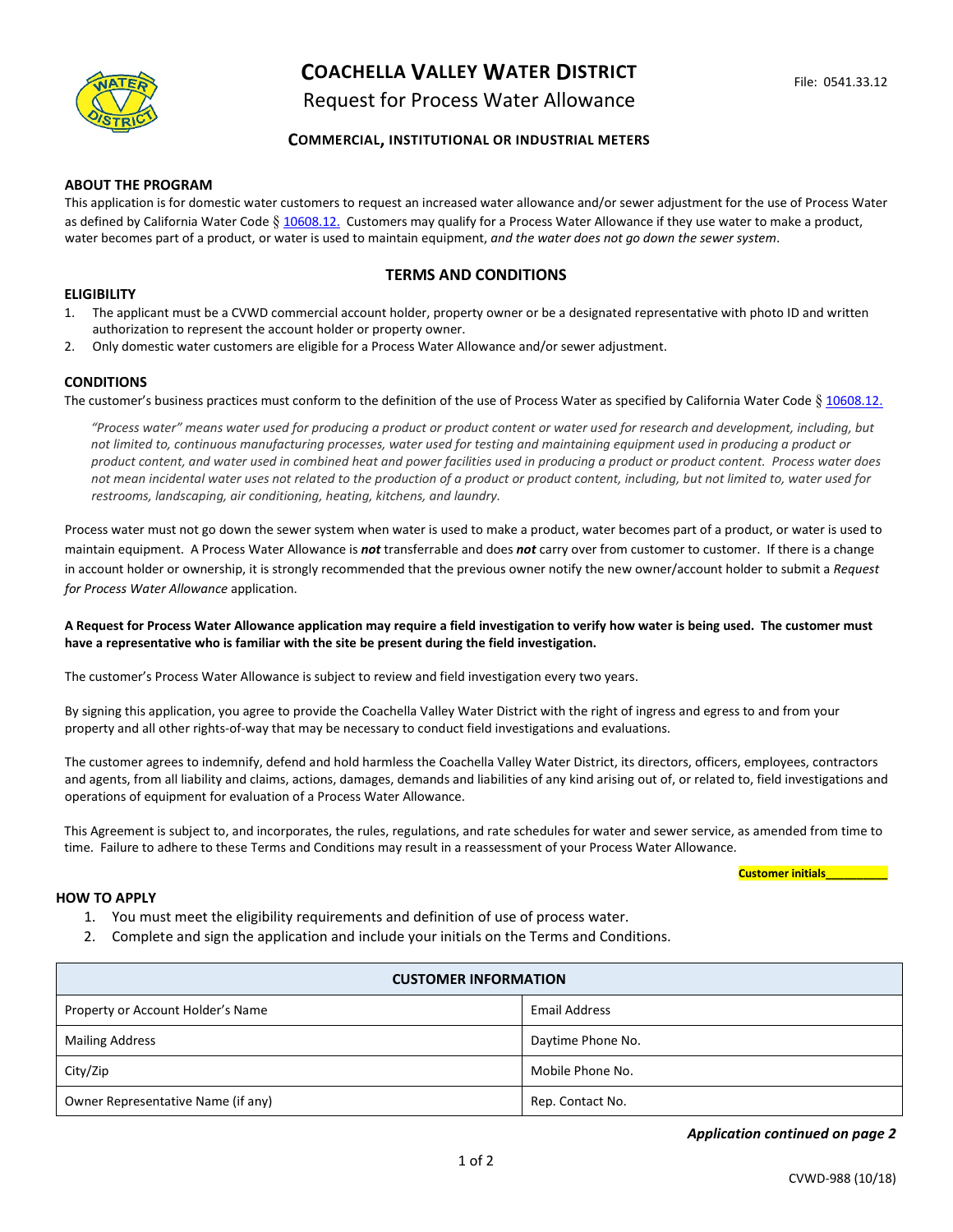# COACHELLA VALLEY WATER DISTRICT

## Request for Process Water Allowance

File: 0541.33.12

### COMMERCIAL, INSTITUTIONAL OR INDUSTRIAL METERS

**ABOUT THE PROGRAM**

This application is for domestic water customers to request an increased water allowance and/or sewer adjustment for the use of Process Water as defined by California Water Code § 10608.12. Customers may qualify for a Process Water Allowance if they use water to make a product, water becomes part of a product, or water is used to maintain equipment, *and the water does not go down the sewer system*.

## TERMS AND CONDITIONS

**ELIGIBILITY**

1. The applicant must be a CVWD commercial account holder, property owner or be a designated representative with photo ID and written authorization to represent the account holder or property owner.
2. Only domestic water customers are eligible for a Process Water Allowance and/or sewer adjustment.

**CONDITIONS**

The customer's business practices must conform to the definition of the use of Process Water as specified by California Water Code § 10608.12.

> *"Process water" means water used for producing a product or product content or water used for research and development, including, but not limited to, continuous manufacturing processes, water used for testing and maintaining equipment used in producing a product or product content, and water used in combined heat and power facilities used in producing a product or product content. Process water does not mean incidental water uses not related to the production of a product or product content, including, but not limited to, water used for restrooms, landscaping, air conditioning, heating, kitchens, and laundry.*

Process water must not go down the sewer system when water is used to make a product, water becomes part of a product, or water is used to maintain equipment. A Process Water Allowance is ***not*** transferrable and does ***not*** carry over from customer to customer. If there is a change in account holder or ownership, it is strongly recommended that the previous owner notify the new owner/account holder to submit a *Request for Process Water Allowance* application.

**A Request for Process Water Allowance application may require a field investigation to verify how water is being used. The customer must have a representative who is familiar with the site be present during the field investigation.**

The customer's Process Water Allowance is subject to review and field investigation every two years.

By signing this application, you agree to provide the Coachella Valley Water District with the right of ingress and egress to and from your property and all other rights-of-way that may be necessary to conduct field investigations and evaluations.

The customer agrees to indemnify, defend and hold harmless the Coachella Valley Water District, its directors, officers, employees, contractors and agents, from all liability and claims, actions, damages, demands and liabilities of any kind arising out of, or related to, field investigations and operations of equipment for evaluation of a Process Water Allowance.

This Agreement is subject to, and incorporates, the rules, regulations, and rate schedules for water and sewer service, as amended from time to time. Failure to adhere to these Terms and Conditions may result in a reassessment of your Process Water Allowance.

**Customer initials__________**

**HOW TO APPLY**

1. You must meet the eligibility requirements and definition of use of process water.
2. Complete and sign the application and include your initials on the Terms and Conditions.

| CUSTOMER INFORMATION | |
|---|---|
| Property or Account Holder's Name | Email Address |
| Mailing Address | Daytime Phone No. |
| City/Zip | Mobile Phone No. |
| Owner Representative Name (if any) | Rep. Contact No. |

***Application continued on page 2***

CVWD-988 (10/18)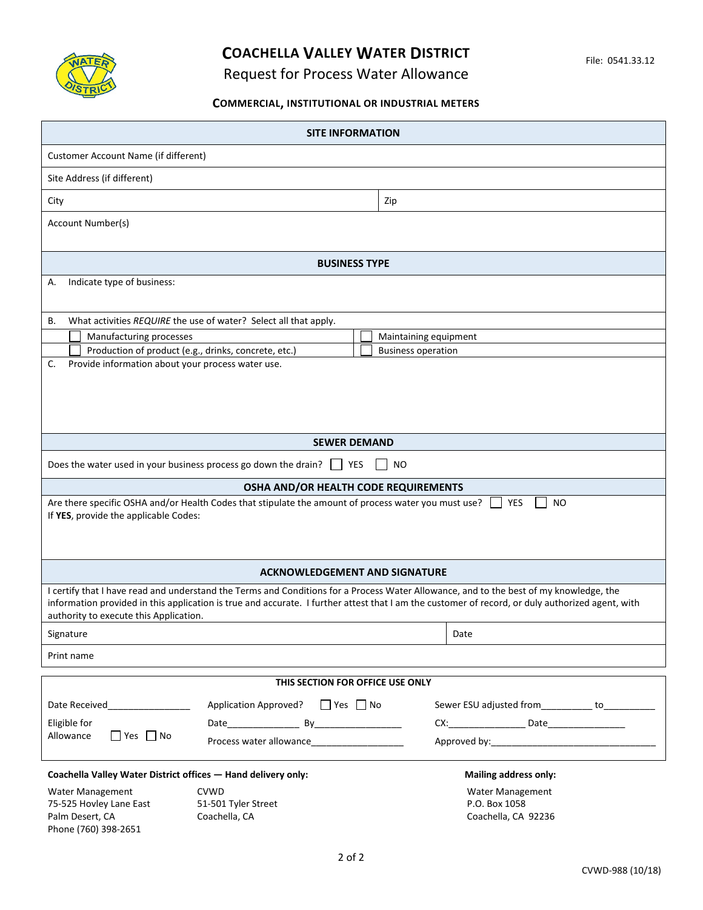# COACHELLA VALLEY WATER DISTRICT

## Request for Process Water Allowance

File: 0541.33.12

### COMMERCIAL, INSTITUTIONAL OR INDUSTRIAL METERS

**SITE INFORMATION**

Customer Account Name (if different)

Site Address (if different)

City | Zip

Account Number(s)

**BUSINESS TYPE**

A. Indicate type of business:

B. What activities *REQUIRE* the use of water? Select all that apply.

- ☐ Manufacturing processes
- ☐ Maintaining equipment
- ☐ Production of product (e.g., drinks, concrete, etc.)
- ☐ Business operation

C. Provide information about your process water use.

**SEWER DEMAND**

Does the water used in your business process go down the drain? ☐ YES ☐ NO

**OSHA AND/OR HEALTH CODE REQUIREMENTS**

Are there specific OSHA and/or Health Codes that stipulate the amount of process water you must use? ☐ YES ☐ NO

If **YES**, provide the applicable Codes:

**ACKNOWLEDGEMENT AND SIGNATURE**

I certify that I have read and understand the Terms and Conditions for a Process Water Allowance, and to the best of my knowledge, the information provided in this application is true and accurate. I further attest that I am the customer of record, or duly authorized agent, with authority to execute this Application.

Signature | Date

Print name

**THIS SECTION FOR OFFICE USE ONLY**

Date Received________________

Eligible for Allowance ☐ Yes ☐ No

Application Approved? ☐ Yes ☐ No

Date______________ By_________________

Process water allowance__________________

Sewer ESU adjusted from__________ to__________

CX:_______________ Date_______________

Approved by:________________________________

**Coachella Valley Water District offices — Hand delivery only:**

Water Management
75-525 Hovley Lane East
Palm Desert, CA
Phone (760) 398-2651

CVWD
51-501 Tyler Street
Coachella, CA

**Mailing address only:**

Water Management
P.O. Box 1058
Coachella, CA 92236

CVWD-988 (10/18)